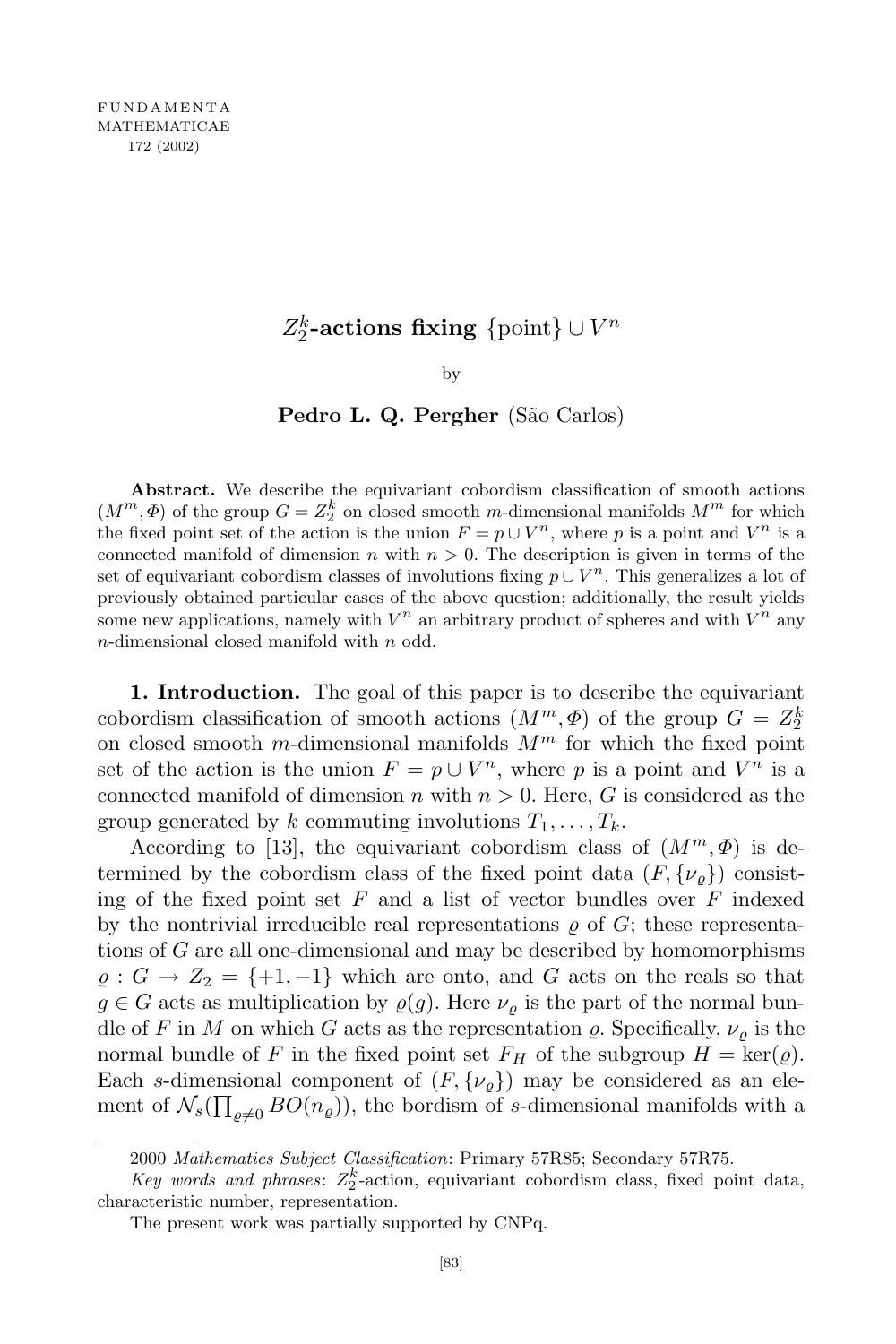# $Z_2^k$-actions fixing $\{\text{point}\} \cup V^n$

by

**Pedro L. Q. Pergher** (São Carlos)

**Abstract.** We describe the equivariant cobordism classification of smooth actions $(M^m, \Phi)$ of the group $G = Z_2^k$ on closed smooth $m$-dimensional manifolds $M^m$ for which the fixed point set of the action is the union $F = p \cup V^n$, where $p$ is a point and $V^n$ is a connected manifold of dimension $n$ with $n > 0$. The description is given in terms of the set of equivariant cobordism classes of involutions fixing $p \cup V^n$. This generalizes a lot of previously obtained particular cases of the above question; additionally, the result yields some new applications, namely with $V^n$ an arbitrary product of spheres and with $V^n$ any $n$-dimensional closed manifold with $n$ odd.

**1. Introduction.** The goal of this paper is to describe the equivariant cobordism classification of smooth actions $(M^m, \Phi)$ of the group $G = Z_2^k$ on closed smooth $m$-dimensional manifolds $M^m$ for which the fixed point set of the action is the union $F = p \cup V^n$, where $p$ is a point and $V^n$ is a connected manifold of dimension $n$ with $n > 0$. Here, $G$ is considered as the group generated by $k$ commuting involutions $T_1, \ldots, T_k$.

According to [13], the equivariant cobordism class of $(M^m, \Phi)$ is determined by the cobordism class of the fixed point data $(F, \{\nu_\varrho\})$ consisting of the fixed point set $F$ and a list of vector bundles over $F$ indexed by the nontrivial irreducible real representations $\varrho$ of $G$; these representations of $G$ are all one-dimensional and may be described by homomorphisms $\varrho : G \to Z_2 = \{+1, -1\}$ which are onto, and $G$ acts on the reals so that $g \in G$ acts as multiplication by $\varrho(g)$. Here $\nu_\varrho$ is the part of the normal bundle of $F$ in $M$ on which $G$ acts as the representation $\varrho$. Specifically, $\nu_\varrho$ is the normal bundle of $F$ in the fixed point set $F_H$ of the subgroup $H = \ker(\varrho)$. Each $s$-dimensional component of $(F, \{\nu_\varrho\})$ may be considered as an element of $\mathcal{N}_s(\prod_{\varrho \neq 0} BO(n_\varrho))$, the bordism of $s$-dimensional manifolds with a

---

2000 *Mathematics Subject Classification*: Primary 57R85; Secondary 57R75.

*Key words and phrases*: $Z_2^k$-action, equivariant cobordism class, fixed point data, characteristic number, representation.

The present work was partially supported by CNPq.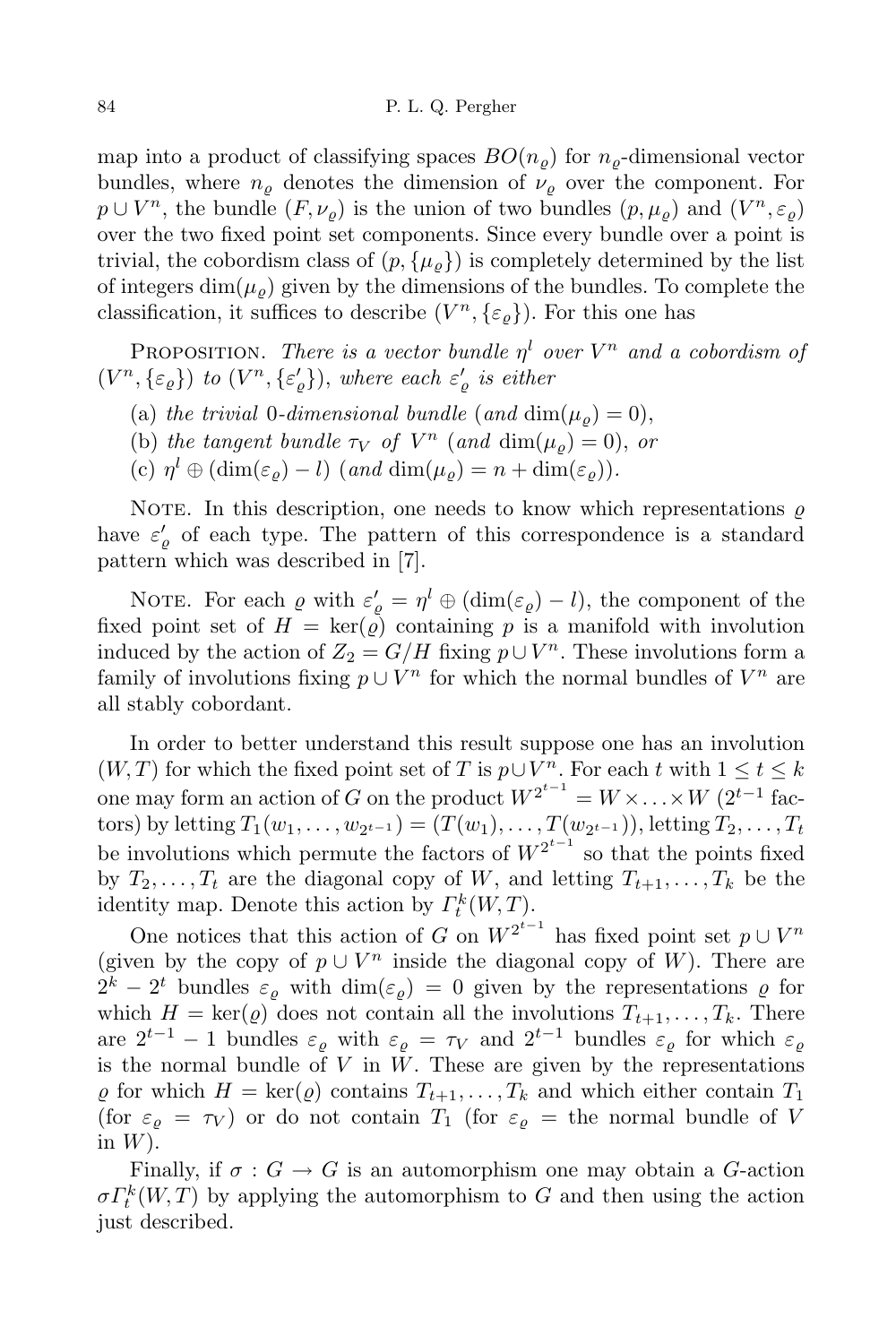map into a product of classifying spaces $BO(n_\varrho)$ for $n_\varrho$-dimensional vector bundles, where $n_\varrho$ denotes the dimension of $\nu_\varrho$ over the component. For $p \cup V^n$, the bundle $(F, \nu_\varrho)$ is the union of two bundles $(p, \mu_\varrho)$ and $(V^n, \varepsilon_\varrho)$ over the two fixed point set components. Since every bundle over a point is trivial, the cobordism class of $(p, \{\mu_\varrho\})$ is completely determined by the list of integers $\dim(\mu_\varrho)$ given by the dimensions of the bundles. To complete the classification, it suffices to describe $(V^n, \{\varepsilon_\varrho\})$. For this one has

Proposition. *There is a vector bundle $\eta^l$ over $V^n$ and a cobordism of $(V^n, \{\varepsilon_\varrho\})$ to $(V^n, \{\varepsilon'_\varrho\})$, where each $\varepsilon'_\varrho$ is either*

(a) *the trivial* 0*-dimensional bundle* (*and* $\dim(\mu_\varrho) = 0$),

(b) *the tangent bundle* $\tau_V$ *of* $V^n$ (*and* $\dim(\mu_\varrho) = 0$), *or*

(c) $\eta^l \oplus (\dim(\varepsilon_\varrho) - l)$ (*and* $\dim(\mu_\varrho) = n + \dim(\varepsilon_\varrho)$).

Note. In this description, one needs to know which representations $\varrho$ have $\varepsilon'_\varrho$ of each type. The pattern of this correspondence is a standard pattern which was described in [7].

Note. For each $\varrho$ with $\varepsilon'_\varrho = \eta^l \oplus (\dim(\varepsilon_\varrho) - l)$, the component of the fixed point set of $H = \ker(\varrho)$ containing $p$ is a manifold with involution induced by the action of $Z_2 = G/H$ fixing $p \cup V^n$. These involutions form a family of involutions fixing $p \cup V^n$ for which the normal bundles of $V^n$ are all stably cobordant.

In order to better understand this result suppose one has an involution $(W, T)$ for which the fixed point set of $T$ is $p \cup V^n$. For each $t$ with $1 \le t \le k$ one may form an action of $G$ on the product $W^{2^{t-1}} = W \times \ldots \times W$ ($2^{t-1}$ factors) by letting $T_1(w_1, \ldots, w_{2^{t-1}}) = (T(w_1), \ldots, T(w_{2^{t-1}}))$, letting $T_2, \ldots, T_t$ be involutions which permute the factors of $W^{2^{t-1}}$ so that the points fixed by $T_2, \ldots, T_t$ are the diagonal copy of $W$, and letting $T_{t+1}, \ldots, T_k$ be the identity map. Denote this action by $\Gamma^k_t(W, T)$.

One notices that this action of $G$ on $W^{2^{t-1}}$ has fixed point set $p \cup V^n$ (given by the copy of $p \cup V^n$ inside the diagonal copy of $W$). There are $2^k - 2^t$ bundles $\varepsilon_\varrho$ with $\dim(\varepsilon_\varrho) = 0$ given by the representations $\varrho$ for which $H = \ker(\varrho)$ does not contain all the involutions $T_{t+1}, \ldots, T_k$. There are $2^{t-1} - 1$ bundles $\varepsilon_\varrho$ with $\varepsilon_\varrho = \tau_V$ and $2^{t-1}$ bundles $\varepsilon_\varrho$ for which $\varepsilon_\varrho$ is the normal bundle of $V$ in $W$. These are given by the representations $\varrho$ for which $H = \ker(\varrho)$ contains $T_{t+1}, \ldots, T_k$ and which either contain $T_1$ (for $\varepsilon_\varrho = \tau_V$) or do not contain $T_1$ (for $\varepsilon_\varrho =$ the normal bundle of $V$ in $W$).

Finally, if $\sigma : G \to G$ is an automorphism one may obtain a $G$-action $\sigma\Gamma^k_t(W, T)$ by applying the automorphism to $G$ and then using the action just described.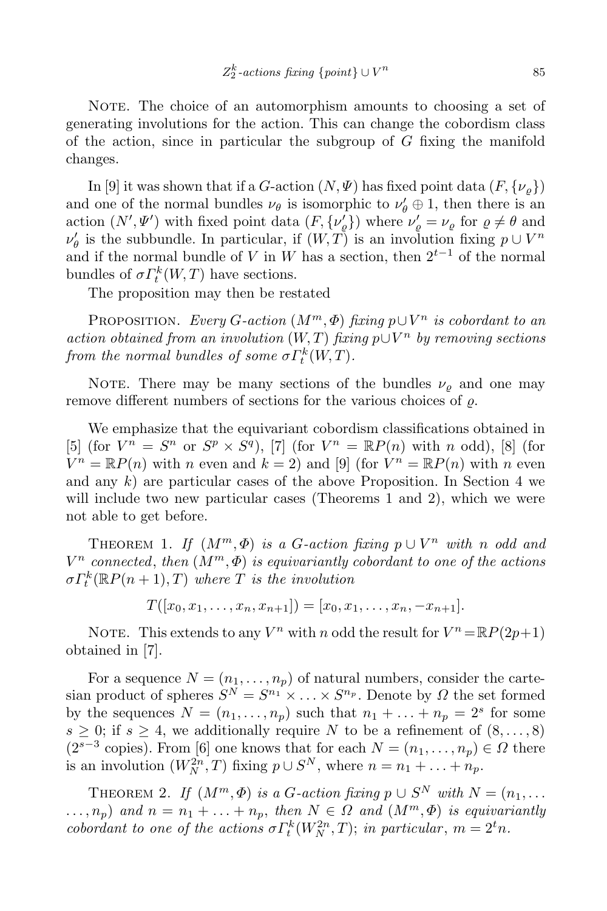Note. The choice of an automorphism amounts to choosing a set of generating involutions for the action. This can change the cobordism class of the action, since in particular the subgroup of $G$ fixing the manifold changes.

In [9] it was shown that if a $G$-action $(N, \Psi)$ has fixed point data $(F, \{\nu_\varrho\})$ and one of the normal bundles $\nu_\theta$ is isomorphic to $\nu'_\theta \oplus 1$, then there is an action $(N', \Psi')$ with fixed point data $(F, \{\nu'_\varrho\})$ where $\nu'_\varrho = \nu_\varrho$ for $\varrho \neq \theta$ and $\nu'_\theta$ is the subbundle. In particular, if $(W, T)$ is an involution fixing $p \cup V^n$ and if the normal bundle of $V$ in $W$ has a section, then $2^{t-1}$ of the normal bundles of $\sigma\Gamma^k_t(W, T)$ have sections.

The proposition may then be restated

Proposition. *Every $G$-action $(M^m, \Phi)$ fixing $p \cup V^n$ is cobordant to an action obtained from an involution $(W, T)$ fixing $p \cup V^n$ by removing sections from the normal bundles of some $\sigma\Gamma^k_t(W, T)$.*

Note. There may be many sections of the bundles $\nu_\varrho$ and one may remove different numbers of sections for the various choices of $\varrho$.

We emphasize that the equivariant cobordism classifications obtained in [5] (for $V^n = S^n$ or $S^p \times S^q$), [7] (for $V^n = \mathbb{R}P(n)$ with $n$ odd), [8] (for $V^n = \mathbb{R}P(n)$ with $n$ even and $k = 2$) and [9] (for $V^n = \mathbb{R}P(n)$ with $n$ even and any $k$) are particular cases of the above Proposition. In Section 4 we will include two new particular cases (Theorems 1 and 2), which we were not able to get before.

Theorem 1. *If $(M^m, \Phi)$ is a $G$-action fixing $p \cup V^n$ with $n$ odd and $V^n$ connected, then $(M^m, \Phi)$ is equivariantly cobordant to one of the actions $\sigma\Gamma^k_t(\mathbb{R}P(n+1), T)$ where $T$ is the involution*

$$T([x_0, x_1, \ldots, x_n, x_{n+1}]) = [x_0, x_1, \ldots, x_n, -x_{n+1}].$$

Note. This extends to any $V^n$ with $n$ odd the result for $V^n = \mathbb{R}P(2p+1)$ obtained in [7].

For a sequence $N = (n_1, \ldots, n_p)$ of natural numbers, consider the cartesian product of spheres $S^N = S^{n_1} \times \ldots \times S^{n_p}$. Denote by $\Omega$ the set formed by the sequences $N = (n_1, \ldots, n_p)$ such that $n_1 + \ldots + n_p = 2^s$ for some $s \geq 0$; if $s \geq 4$, we additionally require $N$ to be a refinement of $(8, \ldots, 8)$ ($2^{s-3}$ copies). From [6] one knows that for each $N = (n_1, \ldots, n_p) \in \Omega$ there is an involution $(W^{2n}_N, T)$ fixing $p \cup S^N$, where $n = n_1 + \ldots + n_p$.

Theorem 2. *If $(M^m, \Phi)$ is a $G$-action fixing $p \cup S^N$ with $N = (n_1, \ldots, n_p)$ and $n = n_1 + \ldots + n_p$, then $N \in \Omega$ and $(M^m, \Phi)$ is equivariantly cobordant to one of the actions $\sigma\Gamma^k_t(W^{2n}_N, T)$; in particular, $m = 2^t n$.*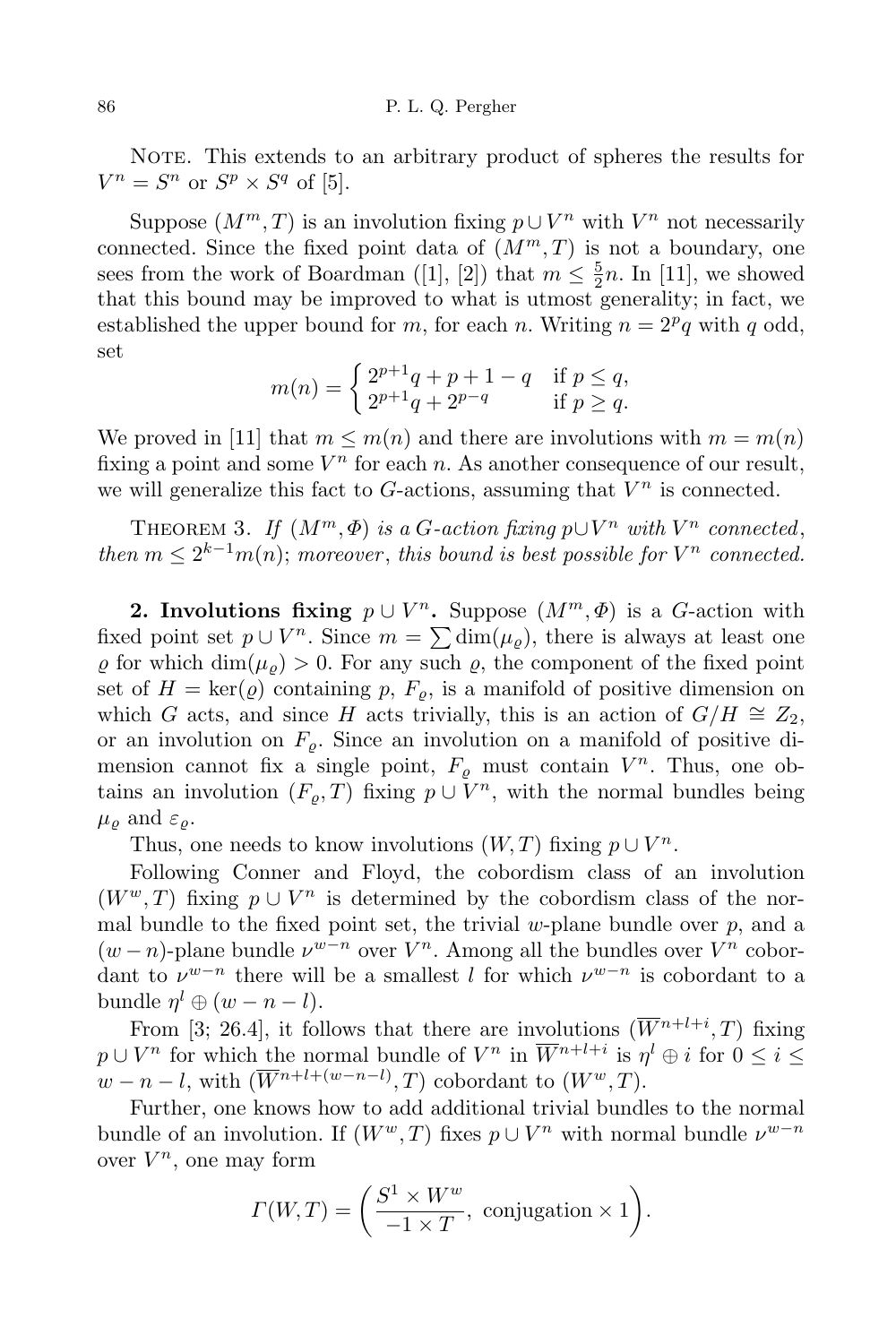Note. This extends to an arbitrary product of spheres the results for $V^n = S^n$ or $S^p \times S^q$ of [5].

Suppose $(M^m, T)$ is an involution fixing $p \cup V^n$ with $V^n$ not necessarily connected. Since the fixed point data of $(M^m, T)$ is not a boundary, one sees from the work of Boardman ([1], [2]) that $m \le \frac{5}{2}n$. In [11], we showed that this bound may be improved to what is utmost generality; in fact, we established the upper bound for $m$, for each $n$. Writing $n = 2^p q$ with $q$ odd, set

$$m(n) = \begin{cases} 2^{p+1}q + p + 1 - q & \text{if } p \le q, \\ 2^{p+1}q + 2^{p-q} & \text{if } p \ge q. \end{cases}$$

We proved in [11] that $m \le m(n)$ and there are involutions with $m = m(n)$ fixing a point and some $V^n$ for each $n$. As another consequence of our result, we will generalize this fact to $G$-actions, assuming that $V^n$ is connected.

Theorem 3. *If $(M^m, \Phi)$ is a $G$-action fixing $p \cup V^n$ with $V^n$ connected, then $m \le 2^{k-1} m(n)$; moreover, this bound is best possible for $V^n$ connected.*

**2. Involutions fixing** $p \cup V^n$**.** Suppose $(M^m, \Phi)$ is a $G$-action with fixed point set $p \cup V^n$. Since $m = \sum \dim(\mu_\varrho)$, there is always at least one $\varrho$ for which $\dim(\mu_\varrho) > 0$. For any such $\varrho$, the component of the fixed point set of $H = \ker(\varrho)$ containing $p$, $F_\varrho$, is a manifold of positive dimension on which $G$ acts, and since $H$ acts trivially, this is an action of $G/H \cong Z_2$, or an involution on $F_\varrho$. Since an involution on a manifold of positive dimension cannot fix a single point, $F_\varrho$ must contain $V^n$. Thus, one obtains an involution $(F_\varrho, T)$ fixing $p \cup V^n$, with the normal bundles being $\mu_\varrho$ and $\varepsilon_\varrho$.

Thus, one needs to know involutions $(W, T)$ fixing $p \cup V^n$.

Following Conner and Floyd, the cobordism class of an involution $(W^w, T)$ fixing $p \cup V^n$ is determined by the cobordism class of the normal bundle to the fixed point set, the trivial $w$-plane bundle over $p$, and a $(w-n)$-plane bundle $\nu^{w-n}$ over $V^n$. Among all the bundles over $V^n$ cobordant to $\nu^{w-n}$ there will be a smallest $l$ for which $\nu^{w-n}$ is cobordant to a bundle $\eta^l \oplus (w - n - l)$.

From [3; 26.4], it follows that there are involutions $(\overline{W}^{n+l+i}, T)$ fixing $p \cup V^n$ for which the normal bundle of $V^n$ in $\overline{W}^{n+l+i}$ is $\eta^l \oplus i$ for $0 \le i \le w - n - l$, with $(\overline{W}^{n+l+(w-n-l)}, T)$ cobordant to $(W^w, T)$.

Further, one knows how to add additional trivial bundles to the normal bundle of an involution. If $(W^w, T)$ fixes $p \cup V^n$ with normal bundle $\nu^{w-n}$ over $V^n$, one may form

$$\Gamma(W, T) = \left( \frac{S^1 \times W^w}{-1 \times T}, \text{ conjugation} \times 1 \right).$$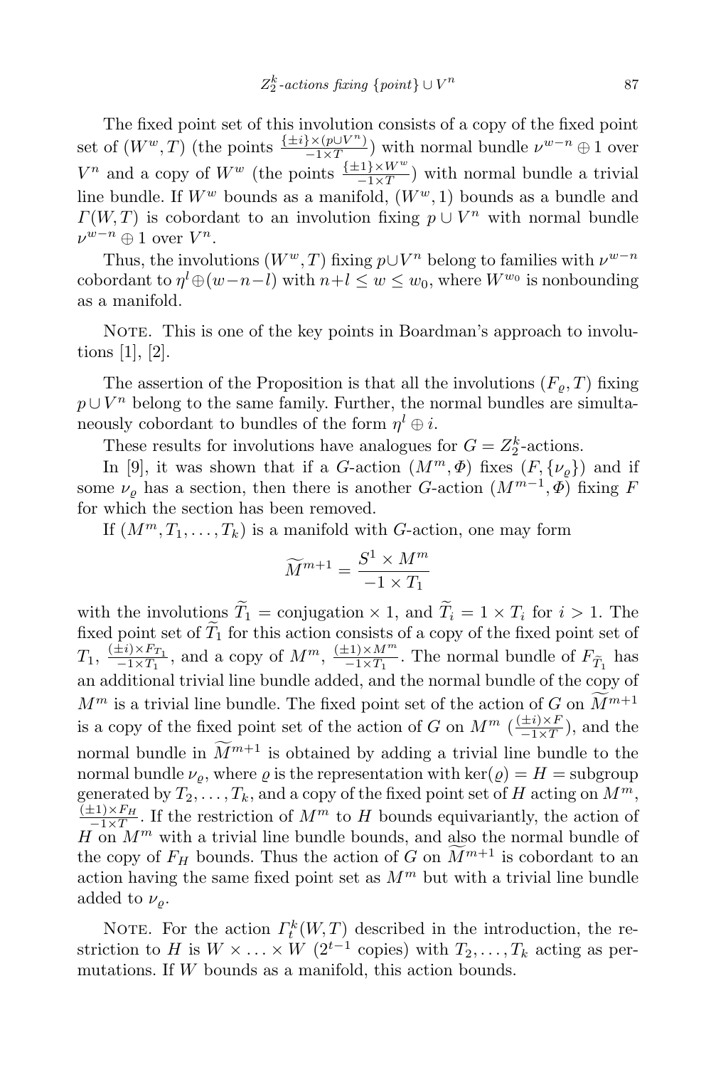The fixed point set of this involution consists of a copy of the fixed point set of $(W^w, T)$ (the points $\frac{\{\pm i\}\times(p\cup V^n)}{-1\times T}$) with normal bundle $\nu^{w-n}\oplus 1$ over $V^n$ and a copy of $W^w$ (the points $\frac{\{\pm 1\}\times W^w}{-1\times T}$) with normal bundle a trivial line bundle. If $W^w$ bounds as a manifold, $(W^w, 1)$ bounds as a bundle and $\Gamma(W,T)$ is cobordant to an involution fixing $p\cup V^n$ with normal bundle $\nu^{w-n}\oplus 1$ over $V^n$.

Thus, the involutions $(W^w, T)$ fixing $p\cup V^n$ belong to families with $\nu^{w-n}$ cobordant to $\eta^l\oplus(w-n-l)$ with $n+l\le w\le w_0$, where $W^{w_0}$ is nonbounding as a manifold.

Note. This is one of the key points in Boardman's approach to involutions [1], [2].

The assertion of the Proposition is that all the involutions $(F_\varrho, T)$ fixing $p\cup V^n$ belong to the same family. Further, the normal bundles are simultaneously cobordant to bundles of the form $\eta^l\oplus i$.

These results for involutions have analogues for $G=Z_2^k$-actions.

In [9], it was shown that if a $G$-action $(M^m,\Phi)$ fixes $(F,\{\nu_\varrho\})$ and if some $\nu_\varrho$ has a section, then there is another $G$-action $(M^{m-1},\Phi)$ fixing $F$ for which the section has been removed.

If $(M^m, T_1,\dots,T_k)$ is a manifold with $G$-action, one may form

$$\widetilde{M}^{m+1}=\frac{S^1\times M^m}{-1\times T_1}$$

with the involutions $\widetilde{T}_1=$ conjugation $\times 1$, and $\widetilde{T}_i=1\times T_i$ for $i>1$. The fixed point set of $\widetilde{T}_1$ for this action consists of a copy of the fixed point set of $T_1$, $\frac{(\pm i)\times F_{T_1}}{-1\times T_1}$, and a copy of $M^m$, $\frac{(\pm 1)\times M^m}{-1\times T_1}$. The normal bundle of $F_{\widetilde{T}_1}$ has an additional trivial line bundle added, and the normal bundle of the copy of $M^m$ is a trivial line bundle. The fixed point set of the action of $G$ on $\widetilde{M}^{m+1}$ is a copy of the fixed point set of the action of $G$ on $M^m$ $(\frac{(\pm i)\times F}{-1\times T})$, and the normal bundle in $\widetilde{M}^{m+1}$ is obtained by adding a trivial line bundle to the normal bundle $\nu_\varrho$, where $\varrho$ is the representation with $\ker(\varrho)=H=$ subgroup generated by $T_2,\dots,T_k$, and a copy of the fixed point set of $H$ acting on $M^m$, $\frac{(\pm 1)\times F_H}{-1\times T}$. If the restriction of $M^m$ to $H$ bounds equivariantly, the action of $H$ on $M^m$ with a trivial line bundle bounds, and also the normal bundle of the copy of $F_H$ bounds. Thus the action of $G$ on $\widetilde{M}^{m+1}$ is cobordant to an action having the same fixed point set as $M^m$ but with a trivial line bundle added to $\nu_\varrho$.

Note. For the action $\Gamma_t^k(W,T)$ described in the introduction, the restriction to $H$ is $W\times\ldots\times W$ ($2^{t-1}$ copies) with $T_2,\dots,T_k$ acting as permutations. If $W$ bounds as a manifold, this action bounds.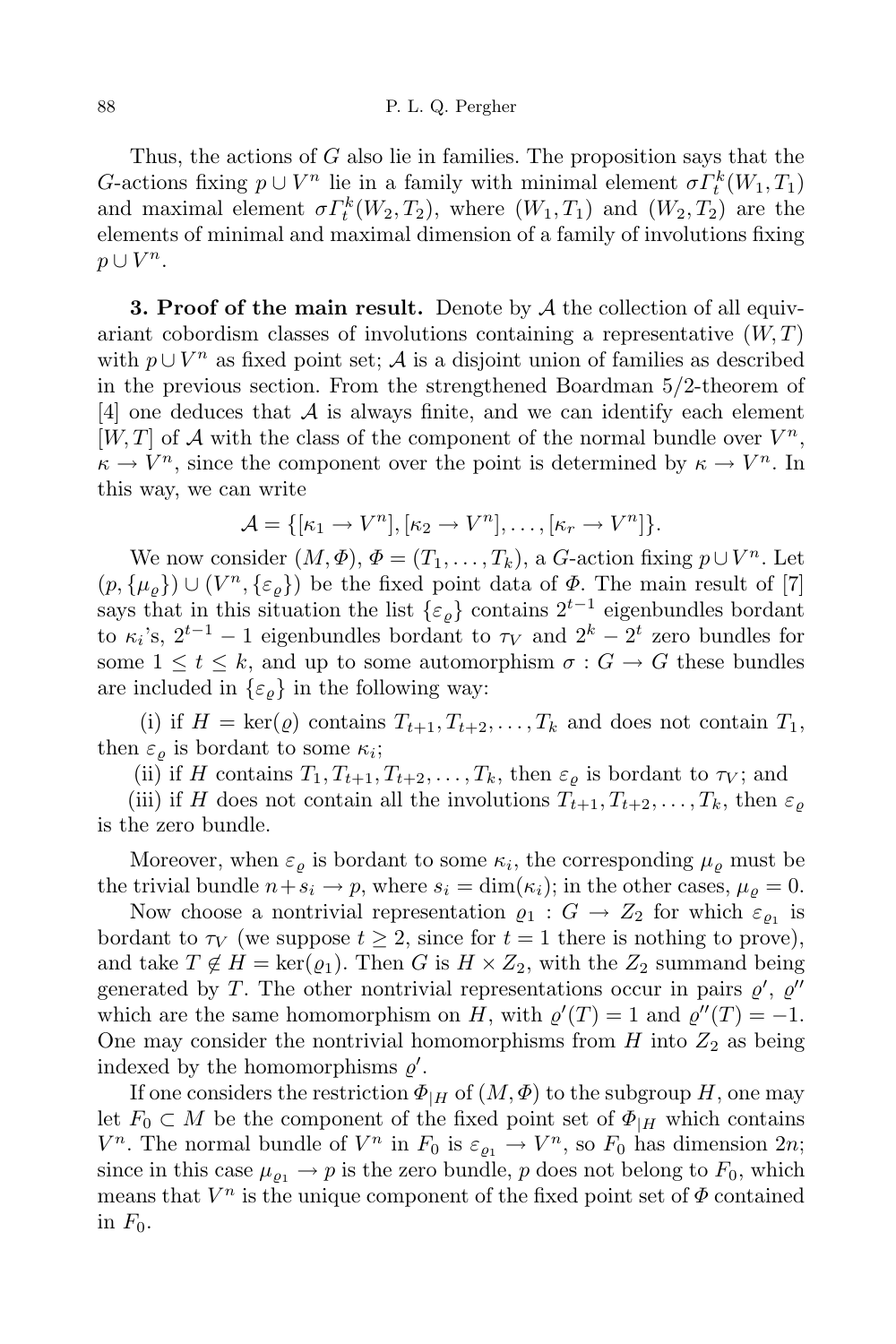Thus, the actions of $G$ also lie in families. The proposition says that the $G$-actions fixing $p \cup V^n$ lie in a family with minimal element $\sigma \Gamma_t^k(W_1, T_1)$ and maximal element $\sigma \Gamma_t^k(W_2, T_2)$, where $(W_1, T_1)$ and $(W_2, T_2)$ are the elements of minimal and maximal dimension of a family of involutions fixing $p \cup V^n$.

**3. Proof of the main result.** Denote by $\mathcal{A}$ the collection of all equivariant cobordism classes of involutions containing a representative $(W, T)$ with $p \cup V^n$ as fixed point set; $\mathcal{A}$ is a disjoint union of families as described in the previous section. From the strengthened Boardman 5/2-theorem of [4] one deduces that $\mathcal{A}$ is always finite, and we can identify each element $[W, T]$ of $\mathcal{A}$ with the class of the component of the normal bundle over $V^n$, $\kappa \to V^n$, since the component over the point is determined by $\kappa \to V^n$. In this way, we can write

$$\mathcal{A} = \{[\kappa_1 \to V^n], [\kappa_2 \to V^n], \ldots, [\kappa_r \to V^n]\}.$$

We now consider $(M, \Phi)$, $\Phi = (T_1, \ldots, T_k)$, a $G$-action fixing $p \cup V^n$. Let $(p, \{\mu_\varrho\}) \cup (V^n, \{\varepsilon_\varrho\})$ be the fixed point data of $\Phi$. The main result of [7] says that in this situation the list $\{\varepsilon_\varrho\}$ contains $2^{t-1}$ eigenbundles bordant to $\kappa_i$'s, $2^{t-1} - 1$ eigenbundles bordant to $\tau_V$ and $2^k - 2^t$ zero bundles for some $1 \le t \le k$, and up to some automorphism $\sigma : G \to G$ these bundles are included in $\{\varepsilon_\varrho\}$ in the following way:

(i) if $H = \ker(\varrho)$ contains $T_{t+1}, T_{t+2}, \ldots, T_k$ and does not contain $T_1$, then $\varepsilon_\varrho$ is bordant to some $\kappa_i$;

(ii) if $H$ contains $T_1, T_{t+1}, T_{t+2}, \ldots, T_k$, then $\varepsilon_\varrho$ is bordant to $\tau_V$; and

(iii) if $H$ does not contain all the involutions $T_{t+1}, T_{t+2}, \ldots, T_k$, then $\varepsilon_\varrho$ is the zero bundle.

Moreover, when $\varepsilon_\varrho$ is bordant to some $\kappa_i$, the corresponding $\mu_\varrho$ must be the trivial bundle $n + s_i \to p$, where $s_i = \dim(\kappa_i)$; in the other cases, $\mu_\varrho = 0$.

Now choose a nontrivial representation $\varrho_1 : G \to Z_2$ for which $\varepsilon_{\varrho_1}$ is bordant to $\tau_V$ (we suppose $t \ge 2$, since for $t = 1$ there is nothing to prove), and take $T \notin H = \ker(\varrho_1)$. Then $G$ is $H \times Z_2$, with the $Z_2$ summand being generated by $T$. The other nontrivial representations occur in pairs $\varrho'$, $\varrho''$ which are the same homomorphism on $H$, with $\varrho'(T) = 1$ and $\varrho''(T) = -1$. One may consider the nontrivial homomorphisms from $H$ into $Z_2$ as being indexed by the homomorphisms $\varrho'$.

If one considers the restriction $\Phi_{|H}$ of $(M, \Phi)$ to the subgroup $H$, one may let $F_0 \subset M$ be the component of the fixed point set of $\Phi_{|H}$ which contains $V^n$. The normal bundle of $V^n$ in $F_0$ is $\varepsilon_{\varrho_1} \to V^n$, so $F_0$ has dimension $2n$; since in this case $\mu_{\varrho_1} \to p$ is the zero bundle, $p$ does not belong to $F_0$, which means that $V^n$ is the unique component of the fixed point set of $\Phi$ contained in $F_0$.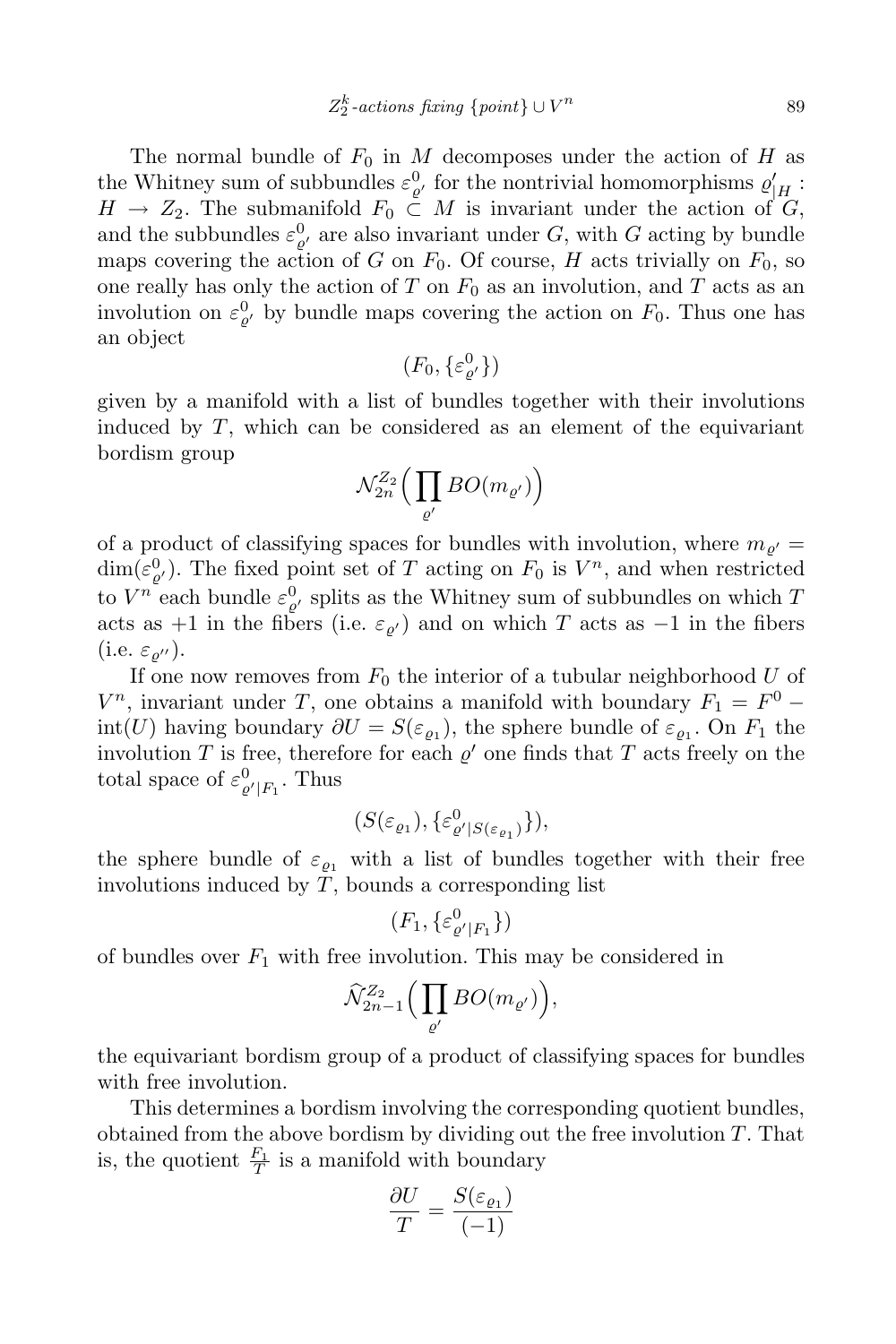The normal bundle of $F_0$ in $M$ decomposes under the action of $H$ as the Whitney sum of subbundles $\varepsilon^0_{\varrho'}$ for the nontrivial homomorphisms $\varrho'_{|H} : H \to Z_2$. The submanifold $F_0 \subset M$ is invariant under the action of $G$, and the subbundles $\varepsilon^0_{\varrho'}$ are also invariant under $G$, with $G$ acting by bundle maps covering the action of $G$ on $F_0$. Of course, $H$ acts trivially on $F_0$, so one really has only the action of $T$ on $F_0$ as an involution, and $T$ acts as an involution on $\varepsilon^0_{\varrho'}$ by bundle maps covering the action on $F_0$. Thus one has an object

$$(F_0, \{\varepsilon^0_{\varrho'}\})$$

given by a manifold with a list of bundles together with their involutions induced by $T$, which can be considered as an element of the equivariant bordism group

$$\mathcal{N}^{Z_2}_{2n}\Big(\prod_{\varrho'} BO(m_{\varrho'})\Big)$$

of a product of classifying spaces for bundles with involution, where $m_{\varrho'} = \dim(\varepsilon^0_{\varrho'})$. The fixed point set of $T$ acting on $F_0$ is $V^n$, and when restricted to $V^n$ each bundle $\varepsilon^0_{\varrho'}$ splits as the Whitney sum of subbundles on which $T$ acts as $+1$ in the fibers (i.e. $\varepsilon_{\varrho'}$) and on which $T$ acts as $-1$ in the fibers (i.e. $\varepsilon_{\varrho''}$).

If one now removes from $F_0$ the interior of a tubular neighborhood $U$ of $V^n$, invariant under $T$, one obtains a manifold with boundary $F_1 = F^0 - \mathrm{int}(U)$ having boundary $\partial U = S(\varepsilon_{\varrho_1})$, the sphere bundle of $\varepsilon_{\varrho_1}$. On $F_1$ the involution $T$ is free, therefore for each $\varrho'$ one finds that $T$ acts freely on the total space of $\varepsilon^0_{\varrho'|F_1}$. Thus

$$(S(\varepsilon_{\varrho_1}), \{\varepsilon^0_{\varrho'|S(\varepsilon_{\varrho_1})}\}),$$

the sphere bundle of $\varepsilon_{\varrho_1}$ with a list of bundles together with their free involutions induced by $T$, bounds a corresponding list

$$(F_1, \{\varepsilon^0_{\varrho'|F_1}\})$$

of bundles over $F_1$ with free involution. This may be considered in

$$\widehat{\mathcal{N}}^{Z_2}_{2n-1}\Big(\prod_{\varrho'} BO(m_{\varrho'})\Big),$$

the equivariant bordism group of a product of classifying spaces for bundles with free involution.

This determines a bordism involving the corresponding quotient bundles, obtained from the above bordism by dividing out the free involution $T$. That is, the quotient $\frac{F_1}{T}$ is a manifold with boundary

$$\frac{\partial U}{T} = \frac{S(\varepsilon_{\varrho_1})}{(-1)}$$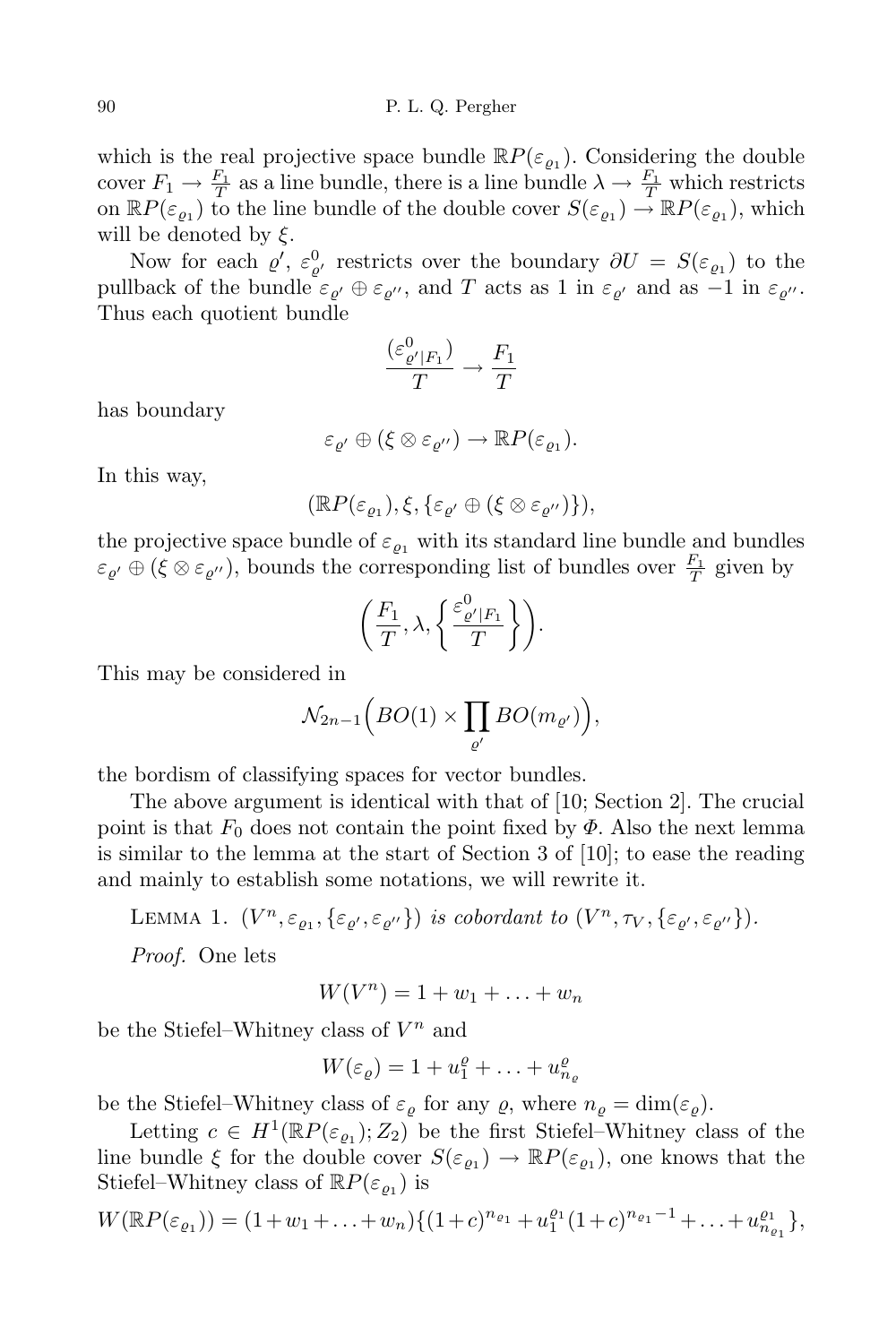which is the real projective space bundle $\mathbb{R}P(\varepsilon_{\varrho_1})$. Considering the double cover $F_1 \to \frac{F_1}{T}$ as a line bundle, there is a line bundle $\lambda \to \frac{F_1}{T}$ which restricts on $\mathbb{R}P(\varepsilon_{\varrho_1})$ to the line bundle of the double cover $S(\varepsilon_{\varrho_1}) \to \mathbb{R}P(\varepsilon_{\varrho_1})$, which will be denoted by $\xi$.

Now for each $\varrho'$, $\varepsilon^0_{\varrho'}$ restricts over the boundary $\partial U = S(\varepsilon_{\varrho_1})$ to the pullback of the bundle $\varepsilon_{\varrho'} \oplus \varepsilon_{\varrho''}$, and $T$ acts as 1 in $\varepsilon_{\varrho'}$ and as $-1$ in $\varepsilon_{\varrho''}$. Thus each quotient bundle

$$\frac{(\varepsilon^0_{\varrho'|F_1})}{T} \to \frac{F_1}{T}$$

has boundary

$$\varepsilon_{\varrho'} \oplus (\xi \otimes \varepsilon_{\varrho''}) \to \mathbb{R}P(\varepsilon_{\varrho_1}).$$

In this way,

$$(\mathbb{R}P(\varepsilon_{\varrho_1}), \xi, \{\varepsilon_{\varrho'} \oplus (\xi \otimes \varepsilon_{\varrho''})\}),$$

the projective space bundle of $\varepsilon_{\varrho_1}$ with its standard line bundle and bundles $\varepsilon_{\varrho'} \oplus (\xi \otimes \varepsilon_{\varrho''})$, bounds the corresponding list of bundles over $\frac{F_1}{T}$ given by

$$\left(\frac{F_1}{T}, \lambda, \left\{\frac{\varepsilon^0_{\varrho'|F_1}}{T}\right\}\right).$$

This may be considered in

$$\mathcal{N}_{2n-1}\Big(BO(1) \times \prod_{\varrho'} BO(m_{\varrho'})\Big),$$

the bordism of classifying spaces for vector bundles.

The above argument is identical with that of [10; Section 2]. The crucial point is that $F_0$ does not contain the point fixed by $\Phi$. Also the next lemma is similar to the lemma at the start of Section 3 of [10]; to ease the reading and mainly to establish some notations, we will rewrite it.

Lemma 1. *$(V^n, \varepsilon_{\varrho_1}, \{\varepsilon_{\varrho'}, \varepsilon_{\varrho''}\})$ is cobordant to $(V^n, \tau_V, \{\varepsilon_{\varrho'}, \varepsilon_{\varrho''}\})$.*

*Proof.* One lets

$$W(V^n) = 1 + w_1 + \ldots + w_n$$

be the Stiefel–Whitney class of $V^n$ and

$$W(\varepsilon_\varrho) = 1 + u^\varrho_1 + \ldots + u^\varrho_{n_\varrho}$$

be the Stiefel–Whitney class of $\varepsilon_\varrho$ for any $\varrho$, where $n_\varrho = \dim(\varepsilon_\varrho)$.

Letting $c \in H^1(\mathbb{R}P(\varepsilon_{\varrho_1}); Z_2)$ be the first Stiefel–Whitney class of the line bundle $\xi$ for the double cover $S(\varepsilon_{\varrho_1}) \to \mathbb{R}P(\varepsilon_{\varrho_1})$, one knows that the Stiefel–Whitney class of $\mathbb{R}P(\varepsilon_{\varrho_1})$ is

$$W(\mathbb{R}P(\varepsilon_{\varrho_1})) = (1 + w_1 + \ldots + w_n)\{(1+c)^{n_{\varrho_1}} + u^{\varrho_1}_1(1+c)^{n_{\varrho_1}-1} + \ldots + u^{\varrho_1}_{n_{\varrho_1}}\},$$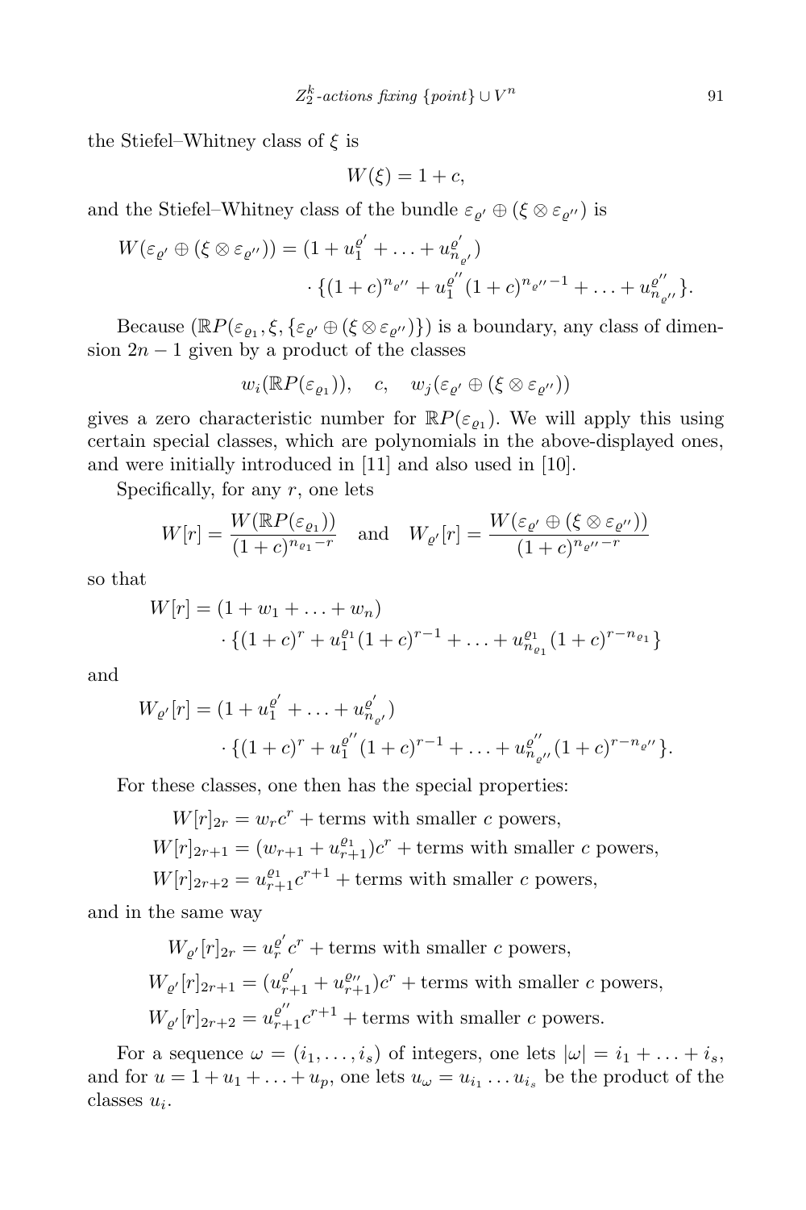the Stiefel–Whitney class of $\xi$ is

$$W(\xi) = 1 + c,$$

and the Stiefel–Whitney class of the bundle $\varepsilon_{\varrho'} \oplus (\xi \otimes \varepsilon_{\varrho''})$ is

$$W(\varepsilon_{\varrho'} \oplus (\xi \otimes \varepsilon_{\varrho''})) = (1 + u_1^{\varrho'} + \ldots + u_{n_{\varrho'}}^{\varrho'}) \cdot \{(1+c)^{n_{\varrho''}} + u_1^{\varrho''}(1+c)^{n_{\varrho''}-1} + \ldots + u_{n_{\varrho''}}^{\varrho''}\}.$$

Because $(\mathbb{R}P(\varepsilon_{\varrho_1}), \xi, \{\varepsilon_{\varrho'} \oplus (\xi \otimes \varepsilon_{\varrho''})\})$ is a boundary, any class of dimension $2n-1$ given by a product of the classes

$$w_i(\mathbb{R}P(\varepsilon_{\varrho_1})), \quad c, \quad w_j(\varepsilon_{\varrho'} \oplus (\xi \otimes \varepsilon_{\varrho''}))$$

gives a zero characteristic number for $\mathbb{R}P(\varepsilon_{\varrho_1})$. We will apply this using certain special classes, which are polynomials in the above-displayed ones, and were initially introduced in [11] and also used in [10].

Specifically, for any $r$, one lets

$$W[r] = \frac{W(\mathbb{R}P(\varepsilon_{\varrho_1}))}{(1+c)^{n_{\varrho_1}-r}} \quad \text{and} \quad W_{\varrho'}[r] = \frac{W(\varepsilon_{\varrho'} \oplus (\xi \otimes \varepsilon_{\varrho''}))}{(1+c)^{n_{\varrho''}-r}}$$

so that

$$W[r] = (1 + w_1 + \ldots + w_n) \cdot \{(1+c)^r + u_1^{\varrho_1}(1+c)^{r-1} + \ldots + u_{n_{\varrho_1}}^{\varrho_1}(1+c)^{r-n_{\varrho_1}}\}$$

and

$$W_{\varrho'}[r] = (1 + u_1^{\varrho'} + \ldots + u_{n_{\varrho'}}^{\varrho'}) \cdot \{(1+c)^r + u_1^{\varrho''}(1+c)^{r-1} + \ldots + u_{n_{\varrho''}}^{\varrho''}(1+c)^{r-n_{\varrho''}}\}.$$

For these classes, one then has the special properties:

$$W[r]_{2r} = w_r c^r + \text{terms with smaller } c \text{ powers},$$
$$W[r]_{2r+1} = (w_{r+1} + u_{r+1}^{\varrho_1})c^r + \text{terms with smaller } c \text{ powers},$$
$$W[r]_{2r+2} = u_{r+1}^{\varrho_1} c^{r+1} + \text{terms with smaller } c \text{ powers},$$

and in the same way

$$W_{\varrho'}[r]_{2r} = u_r^{\varrho'} c^r + \text{terms with smaller } c \text{ powers},$$
$$W_{\varrho'}[r]_{2r+1} = (u_{r+1}^{\varrho'} + u_{r+1}^{\varrho''})c^r + \text{terms with smaller } c \text{ powers},$$
$$W_{\varrho'}[r]_{2r+2} = u_{r+1}^{\varrho''} c^{r+1} + \text{terms with smaller } c \text{ powers}.$$

For a sequence $\omega = (i_1, \ldots, i_s)$ of integers, one lets $|\omega| = i_1 + \ldots + i_s$, and for $u = 1 + u_1 + \ldots + u_p$, one lets $u_\omega = u_{i_1} \ldots u_{i_s}$ be the product of the classes $u_i$.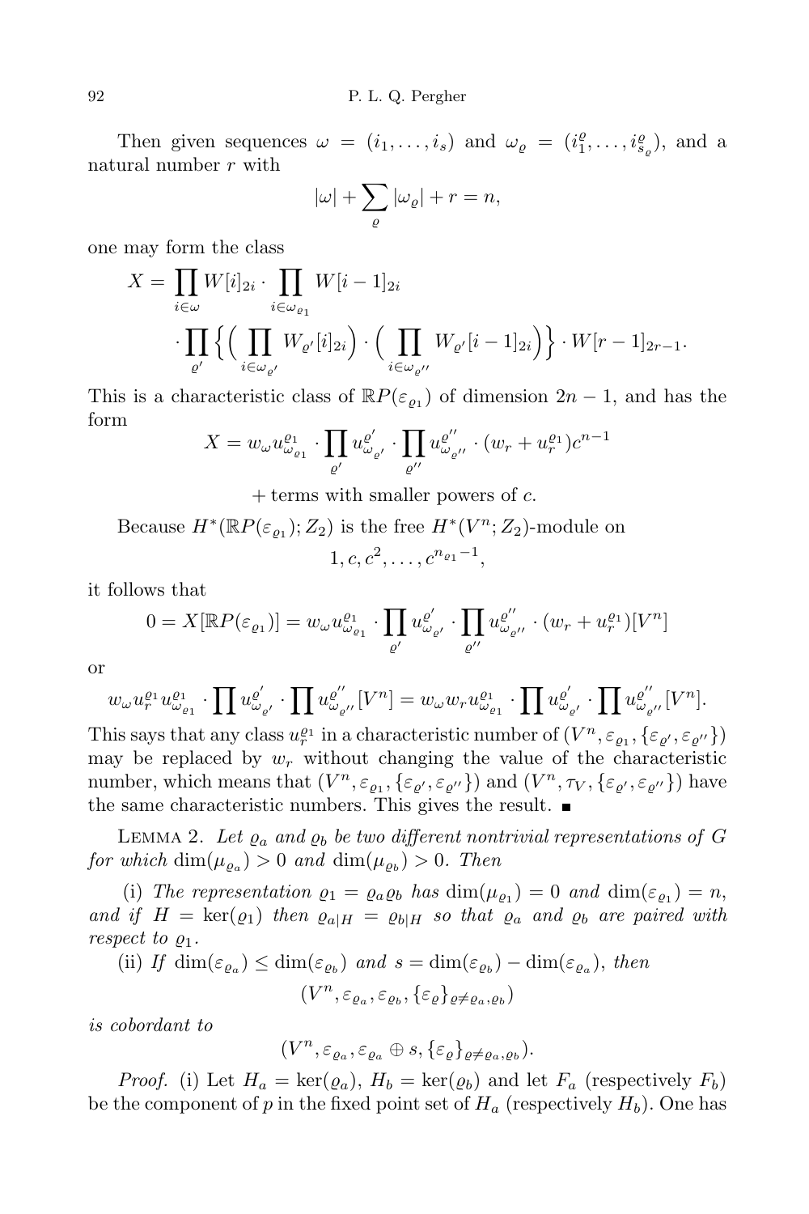Then given sequences $\omega = (i_1, \ldots, i_s)$ and $\omega_\varrho = (i_1^\varrho, \ldots, i_{s_\varrho}^\varrho)$, and a natural number $r$ with

$$|\omega| + \sum_{\varrho} |\omega_\varrho| + r = n,$$

one may form the class

$$\begin{aligned} X = \prod_{i\in\omega} W[i]_{2i} \cdot \prod_{i\in\omega_{\varrho_1}} W[i-1]_{2i} \\ \cdot \prod_{\varrho'} \Big\{ \Big( \prod_{i\in\omega_{\varrho'}} W_{\varrho'}[i]_{2i} \Big) \cdot \Big( \prod_{i\in\omega_{\varrho''}} W_{\varrho'}[i-1]_{2i} \Big) \Big\} \cdot W[r-1]_{2r-1}. \end{aligned}$$

This is a characteristic class of $\mathbb{R}P(\varepsilon_{\varrho_1})$ of dimension $2n-1$, and has the form

$$X = w_\omega u^{\varrho_1}_{\omega_{\varrho_1}} \cdot \prod_{\varrho'} u^{\varrho'}_{\omega_{\varrho'}} \cdot \prod_{\varrho''} u^{\varrho''}_{\omega_{\varrho''}} \cdot (w_r + u^{\varrho_1}_r) c^{n-1}$$

$$+ \text{ terms with smaller powers of } c.$$

Because $H^*(\mathbb{R}P(\varepsilon_{\varrho_1}); Z_2)$ is the free $H^*(V^n; Z_2)$-module on

$$1, c, c^2, \ldots, c^{n_{\varrho_1}-1},$$

it follows that

$$0 = X[\mathbb{R}P(\varepsilon_{\varrho_1})] = w_\omega u^{\varrho_1}_{\omega_{\varrho_1}} \cdot \prod_{\varrho'} u^{\varrho'}_{\omega_{\varrho'}} \cdot \prod_{\varrho''} u^{\varrho''}_{\omega_{\varrho''}} \cdot (w_r + u^{\varrho_1}_r)[V^n]$$

or

$$w_\omega u^{\varrho_1}_r u^{\varrho_1}_{\omega_{\varrho_1}} \cdot \prod u^{\varrho'}_{\omega_{\varrho'}} \cdot \prod u^{\varrho''}_{\omega_{\varrho''}}[V^n] = w_\omega w_r u^{\varrho_1}_{\omega_{\varrho_1}} \cdot \prod u^{\varrho'}_{\omega_{\varrho'}} \cdot \prod u^{\varrho''}_{\omega_{\varrho''}}[V^n].$$

This says that any class $u^{\varrho_1}_r$ in a characteristic number of $(V^n, \varepsilon_{\varrho_1}, \{\varepsilon_{\varrho'}, \varepsilon_{\varrho''}\})$ may be replaced by $w_r$ without changing the value of the characteristic number, which means that $(V^n, \varepsilon_{\varrho_1}, \{\varepsilon_{\varrho'}, \varepsilon_{\varrho''}\})$ and $(V^n, \tau_V, \{\varepsilon_{\varrho'}, \varepsilon_{\varrho''}\})$ have the same characteristic numbers. This gives the result. ∎

Lemma 2. *Let $\varrho_a$ and $\varrho_b$ be two different nontrivial representations of $G$ for which $\dim(\mu_{\varrho_a}) > 0$ and $\dim(\mu_{\varrho_b}) > 0$. Then*

(i) *The representation $\varrho_1 = \varrho_a\varrho_b$ has $\dim(\mu_{\varrho_1}) = 0$ and $\dim(\varepsilon_{\varrho_1}) = n$, and if $H = \ker(\varrho_1)$ then $\varrho_{a|H} = \varrho_{b|H}$ so that $\varrho_a$ and $\varrho_b$ are paired with respect to $\varrho_1$.*

(ii) *If $\dim(\varepsilon_{\varrho_a}) \le \dim(\varepsilon_{\varrho_b})$ and $s = \dim(\varepsilon_{\varrho_b}) - \dim(\varepsilon_{\varrho_a})$, then*

$$(V^n, \varepsilon_{\varrho_a}, \varepsilon_{\varrho_b}, \{\varepsilon_\varrho\}_{\varrho\neq\varrho_a,\varrho_b})$$

*is cobordant to*

$$(V^n, \varepsilon_{\varrho_a}, \varepsilon_{\varrho_a} \oplus s, \{\varepsilon_\varrho\}_{\varrho\neq\varrho_a,\varrho_b}).$$

*Proof.* (i) Let $H_a = \ker(\varrho_a)$, $H_b = \ker(\varrho_b)$ and let $F_a$ (respectively $F_b$) be the component of $p$ in the fixed point set of $H_a$ (respectively $H_b$). One has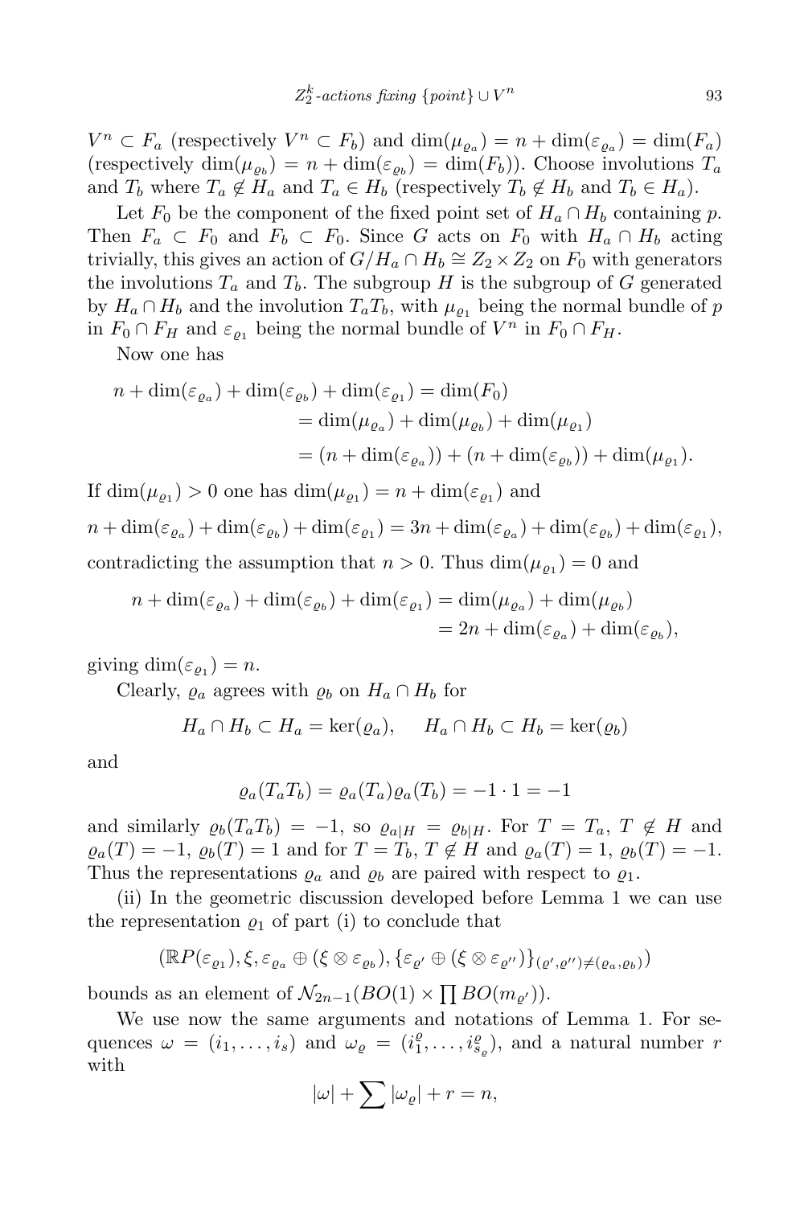$V^n \subset F_a$ (respectively $V^n \subset F_b$) and $\dim(\mu_{\varrho_a}) = n + \dim(\varepsilon_{\varrho_a}) = \dim(F_a)$ (respectively $\dim(\mu_{\varrho_b}) = n + \dim(\varepsilon_{\varrho_b}) = \dim(F_b)$). Choose involutions $T_a$ and $T_b$ where $T_a \notin H_a$ and $T_a \in H_b$ (respectively $T_b \notin H_b$ and $T_b \in H_a$).

Let $F_0$ be the component of the fixed point set of $H_a \cap H_b$ containing $p$. Then $F_a \subset F_0$ and $F_b \subset F_0$. Since $G$ acts on $F_0$ with $H_a \cap H_b$ acting trivially, this gives an action of $G/H_a \cap H_b \cong Z_2 \times Z_2$ on $F_0$ with generators the involutions $T_a$ and $T_b$. The subgroup $H$ is the subgroup of $G$ generated by $H_a \cap H_b$ and the involution $T_aT_b$, with $\mu_{\varrho_1}$ being the normal bundle of $p$ in $F_0 \cap F_H$ and $\varepsilon_{\varrho_1}$ being the normal bundle of $V^n$ in $F_0 \cap F_H$.

Now one has

$$
\begin{aligned}
n + \dim(\varepsilon_{\varrho_a}) + \dim(\varepsilon_{\varrho_b}) + \dim(\varepsilon_{\varrho_1}) &= \dim(F_0) \\
&= \dim(\mu_{\varrho_a}) + \dim(\mu_{\varrho_b}) + \dim(\mu_{\varrho_1}) \\
&= (n + \dim(\varepsilon_{\varrho_a})) + (n + \dim(\varepsilon_{\varrho_b})) + \dim(\mu_{\varrho_1}).
\end{aligned}
$$

If $\dim(\mu_{\varrho_1}) > 0$ one has $\dim(\mu_{\varrho_1}) = n + \dim(\varepsilon_{\varrho_1})$ and

$$
n + \dim(\varepsilon_{\varrho_a}) + \dim(\varepsilon_{\varrho_b}) + \dim(\varepsilon_{\varrho_1}) = 3n + \dim(\varepsilon_{\varrho_a}) + \dim(\varepsilon_{\varrho_b}) + \dim(\varepsilon_{\varrho_1}),
$$

contradicting the assumption that $n > 0$. Thus $\dim(\mu_{\varrho_1}) = 0$ and

$$
\begin{aligned}
n + \dim(\varepsilon_{\varrho_a}) + \dim(\varepsilon_{\varrho_b}) + \dim(\varepsilon_{\varrho_1}) &= \dim(\mu_{\varrho_a}) + \dim(\mu_{\varrho_b}) \\
&= 2n + \dim(\varepsilon_{\varrho_a}) + \dim(\varepsilon_{\varrho_b}),
\end{aligned}
$$

giving $\dim(\varepsilon_{\varrho_1}) = n$.

Clearly, $\varrho_a$ agrees with $\varrho_b$ on $H_a \cap H_b$ for

$$
H_a \cap H_b \subset H_a = \ker(\varrho_a), \qquad H_a \cap H_b \subset H_b = \ker(\varrho_b)
$$

and

$$
\varrho_a(T_aT_b) = \varrho_a(T_a)\varrho_a(T_b) = -1 \cdot 1 = -1
$$

and similarly $\varrho_b(T_aT_b) = -1$, so $\varrho_{a|H} = \varrho_{b|H}$. For $T = T_a$, $T \notin H$ and $\varrho_a(T) = -1$, $\varrho_b(T) = 1$ and for $T = T_b$, $T \notin H$ and $\varrho_a(T) = 1$, $\varrho_b(T) = -1$. Thus the representations $\varrho_a$ and $\varrho_b$ are paired with respect to $\varrho_1$.

(ii) In the geometric discussion developed before Lemma 1 we can use the representation $\varrho_1$ of part (i) to conclude that

$$
(\mathbb{R}P(\varepsilon_{\varrho_1}), \xi, \varepsilon_{\varrho_a} \oplus (\xi \otimes \varepsilon_{\varrho_b}), \{\varepsilon_{\varrho'} \oplus (\xi \otimes \varepsilon_{\varrho''})\}_{(\varrho',\varrho'') \neq (\varrho_a,\varrho_b)})
$$

bounds as an element of $\mathcal{N}_{2n-1}(BO(1) \times \prod BO(m_{\varrho'}))$.

We use now the same arguments and notations of Lemma 1. For sequences $\omega = (i_1, \ldots, i_s)$ and $\omega_\varrho = (i_1^\varrho, \ldots, i_{s_\varrho}^\varrho)$, and a natural number $r$ with

$$
|\omega| + \sum |\omega_\varrho| + r = n,
$$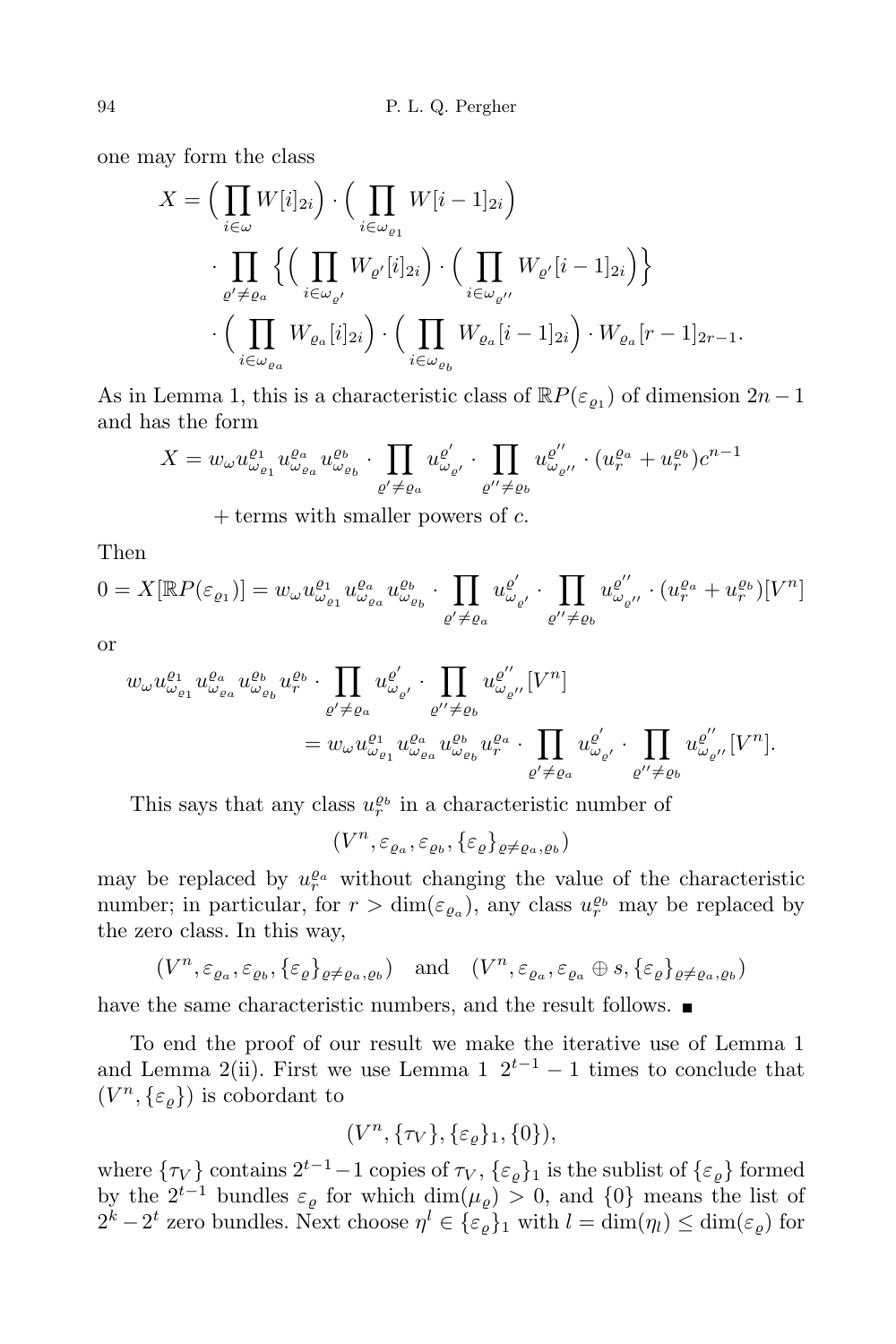one may form the class

$$X = \Big( \prod_{i\in\omega} W[i]_{2i}\Big) \cdot \Big( \prod_{i\in\omega_{\varrho_1}} W[i-1]_{2i}\Big)$$
$$\cdot \prod_{\varrho'\neq\varrho_a} \Big\{ \Big( \prod_{i\in\omega_{\varrho'}} W_{\varrho'}[i]_{2i}\Big) \cdot \Big( \prod_{i\in\omega_{\varrho''}} W_{\varrho'}[i-1]_{2i}\Big)\Big\}$$
$$\cdot \Big( \prod_{i\in\omega_{\varrho_a}} W_{\varrho_a}[i]_{2i}\Big) \cdot \Big( \prod_{i\in\omega_{\varrho_b}} W_{\varrho_a}[i-1]_{2i}\Big) \cdot W_{\varrho_a}[r-1]_{2r-1}.$$

As in Lemma 1, this is a characteristic class of $\mathbb{R}P(\varepsilon_{\varrho_1})$ of dimension $2n-1$ and has the form

$$X = w_\omega u^{\varrho_1}_{\omega_{\varrho_1}} u^{\varrho_a}_{\omega_{\varrho_a}} u^{\varrho_b}_{\omega_{\varrho_b}} \cdot \prod_{\varrho'\neq\varrho_a} u^{\varrho'}_{\omega_{\varrho'}} \cdot \prod_{\varrho''\neq\varrho_b} u^{\varrho''}_{\omega_{\varrho''}} \cdot (u^{\varrho_a}_r + u^{\varrho_b}_r) c^{n-1}$$
$$+ \text{terms with smaller powers of } c.$$

Then

$$0 = X[\mathbb{R}P(\varepsilon_{\varrho_1})] = w_\omega u^{\varrho_1}_{\omega_{\varrho_1}} u^{\varrho_a}_{\omega_{\varrho_a}} u^{\varrho_b}_{\omega_{\varrho_b}} \cdot \prod_{\varrho'\neq\varrho_a} u^{\varrho'}_{\omega_{\varrho'}} \cdot \prod_{\varrho''\neq\varrho_b} u^{\varrho''}_{\omega_{\varrho''}} \cdot (u^{\varrho_a}_r + u^{\varrho_b}_r)[V^n]$$

or

$$w_\omega u^{\varrho_1}_{\omega_{\varrho_1}} u^{\varrho_a}_{\omega_{\varrho_a}} u^{\varrho_b}_{\omega_{\varrho_b}} u^{\varrho_b}_r \cdot \prod_{\varrho'\neq\varrho_a} u^{\varrho'}_{\omega_{\varrho'}} \cdot \prod_{\varrho''\neq\varrho_b} u^{\varrho''}_{\omega_{\varrho''}}[V^n]$$
$$= w_\omega u^{\varrho_1}_{\omega_{\varrho_1}} u^{\varrho_a}_{\omega_{\varrho_a}} u^{\varrho_b}_{\omega_{\varrho_b}} u^{\varrho_a}_r \cdot \prod_{\varrho'\neq\varrho_a} u^{\varrho'}_{\omega_{\varrho'}} \cdot \prod_{\varrho''\neq\varrho_b} u^{\varrho''}_{\omega_{\varrho''}}[V^n].$$

This says that any class $u^{\varrho_b}_r$ in a characteristic number of

$$(V^n, \varepsilon_{\varrho_a}, \varepsilon_{\varrho_b}, \{\varepsilon_\varrho\}_{\varrho\neq\varrho_a,\varrho_b})$$

may be replaced by $u^{\varrho_a}_r$ without changing the value of the characteristic number; in particular, for $r > \dim(\varepsilon_{\varrho_a})$, any class $u^{\varrho_b}_r$ may be replaced by the zero class. In this way,

$$(V^n, \varepsilon_{\varrho_a}, \varepsilon_{\varrho_b}, \{\varepsilon_\varrho\}_{\varrho\neq\varrho_a,\varrho_b}) \quad \text{and} \quad (V^n, \varepsilon_{\varrho_a}, \varepsilon_{\varrho_a}\oplus s, \{\varepsilon_\varrho\}_{\varrho\neq\varrho_a,\varrho_b})$$

have the same characteristic numbers, and the result follows. ■

To end the proof of our result we make the iterative use of Lemma 1 and Lemma 2(ii). First we use Lemma 1 $2^{t-1}-1$ times to conclude that $(V^n, \{\varepsilon_\varrho\})$ is cobordant to

$$(V^n, \{\tau_V\}, \{\varepsilon_\varrho\}_1, \{0\}),$$

where $\{\tau_V\}$ contains $2^{t-1}-1$ copies of $\tau_V$, $\{\varepsilon_\varrho\}_1$ is the sublist of $\{\varepsilon_\varrho\}$ formed by the $2^{t-1}$ bundles $\varepsilon_\varrho$ for which $\dim(\mu_\varrho) > 0$, and $\{0\}$ means the list of $2^k - 2^t$ zero bundles. Next choose $\eta^l \in \{\varepsilon_\varrho\}_1$ with $l = \dim(\eta_l) \leq \dim(\varepsilon_\varrho)$ for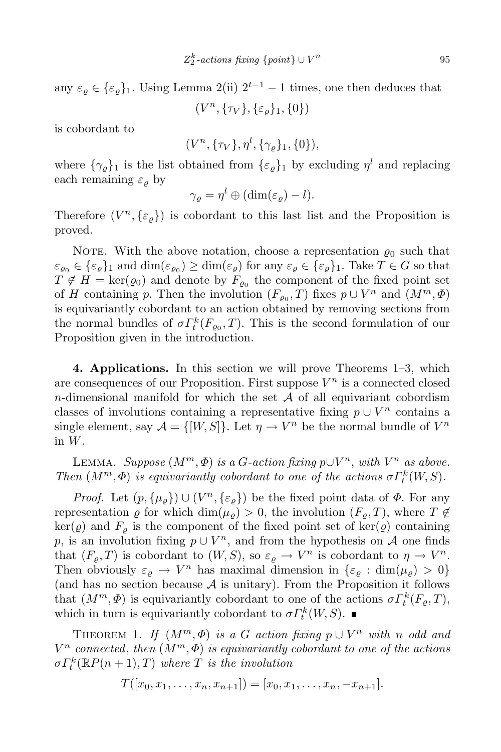any $\varepsilon_\varrho \in \{\varepsilon_\varrho\}_1$. Using Lemma 2(ii) $2^{t-1}-1$ times, one then deduces that

$$(V^n, \{\tau_V\}, \{\varepsilon_\varrho\}_1, \{0\})$$

is cobordant to

$$(V^n, \{\tau_V\}, \eta^l, \{\gamma_\varrho\}_1, \{0\}),$$

where $\{\gamma_\varrho\}_1$ is the list obtained from $\{\varepsilon_\varrho\}_1$ by excluding $\eta^l$ and replacing each remaining $\varepsilon_\varrho$ by

$$\gamma_\varrho = \eta^l \oplus (\dim(\varepsilon_\varrho) - l).$$

Therefore $(V^n, \{\varepsilon_\varrho\})$ is cobordant to this last list and the Proposition is proved.

Note. With the above notation, choose a representation $\varrho_0$ such that $\varepsilon_{\varrho_0} \in \{\varepsilon_\varrho\}_1$ and $\dim(\varepsilon_{\varrho_0}) \geq \dim(\varepsilon_\varrho)$ for any $\varepsilon_\varrho \in \{\varepsilon_\varrho\}_1$. Take $T \in G$ so that $T \notin H = \ker(\varrho_0)$ and denote by $F_{\varrho_0}$ the component of the fixed point set of $H$ containing $p$. Then the involution $(F_{\varrho_0}, T)$ fixes $p \cup V^n$ and $(M^m, \Phi)$ is equivariantly cobordant to an action obtained by removing sections from the normal bundles of $\sigma\Gamma_t^k(F_{\varrho_0}, T)$. This is the second formulation of our Proposition given in the introduction.

**4. Applications.** In this section we will prove Theorems 1–3, which are consequences of our Proposition. First suppose $V^n$ is a connected closed $n$-dimensional manifold for which the set $\mathcal{A}$ of all equivariant cobordism classes of involutions containing a representative fixing $p \cup V^n$ contains a single element, say $\mathcal{A} = \{[W, S]\}$. Let $\eta \to V^n$ be the normal bundle of $V^n$ in $W$.

Lemma. *Suppose $(M^m, \Phi)$ is a $G$-action fixing $p \cup V^n$, with $V^n$ as above. Then $(M^m, \Phi)$ is equivariantly cobordant to one of the actions $\sigma\Gamma_t^k(W, S)$.*

*Proof.* Let $(p, \{\mu_\varrho\}) \cup (V^n, \{\varepsilon_\varrho\})$ be the fixed point data of $\Phi$. For any representation $\varrho$ for which $\dim(\mu_\varrho) > 0$, the involution $(F_\varrho, T)$, where $T \notin \ker(\varrho)$ and $F_\varrho$ is the component of the fixed point set of $\ker(\varrho)$ containing $p$, is an involution fixing $p \cup V^n$, and from the hypothesis on $\mathcal{A}$ one finds that $(F_\varrho, T)$ is cobordant to $(W, S)$, so $\varepsilon_\varrho \to V^n$ is cobordant to $\eta \to V^n$. Then obviously $\varepsilon_\varrho \to V^n$ has maximal dimension in $\{\varepsilon_\varrho : \dim(\mu_\varrho) > 0\}$ (and has no section because $\mathcal{A}$ is unitary). From the Proposition it follows that $(M^m, \Phi)$ is equivariantly cobordant to one of the actions $\sigma\Gamma_t^k(F_\varrho, T)$, which in turn is equivariantly cobordant to $\sigma\Gamma_t^k(W, S)$. ∎

Theorem 1. *If $(M^m, \Phi)$ is a $G$ action fixing $p \cup V^n$ with $n$ odd and $V^n$ connected, then $(M^m, \Phi)$ is equivariantly cobordant to one of the actions $\sigma\Gamma_t^k(\mathbb{R}P(n+1), T)$ where $T$ is the involution*

$$T([x_0, x_1, \ldots, x_n, x_{n+1}]) = [x_0, x_1, \ldots, x_n, -x_{n+1}].$$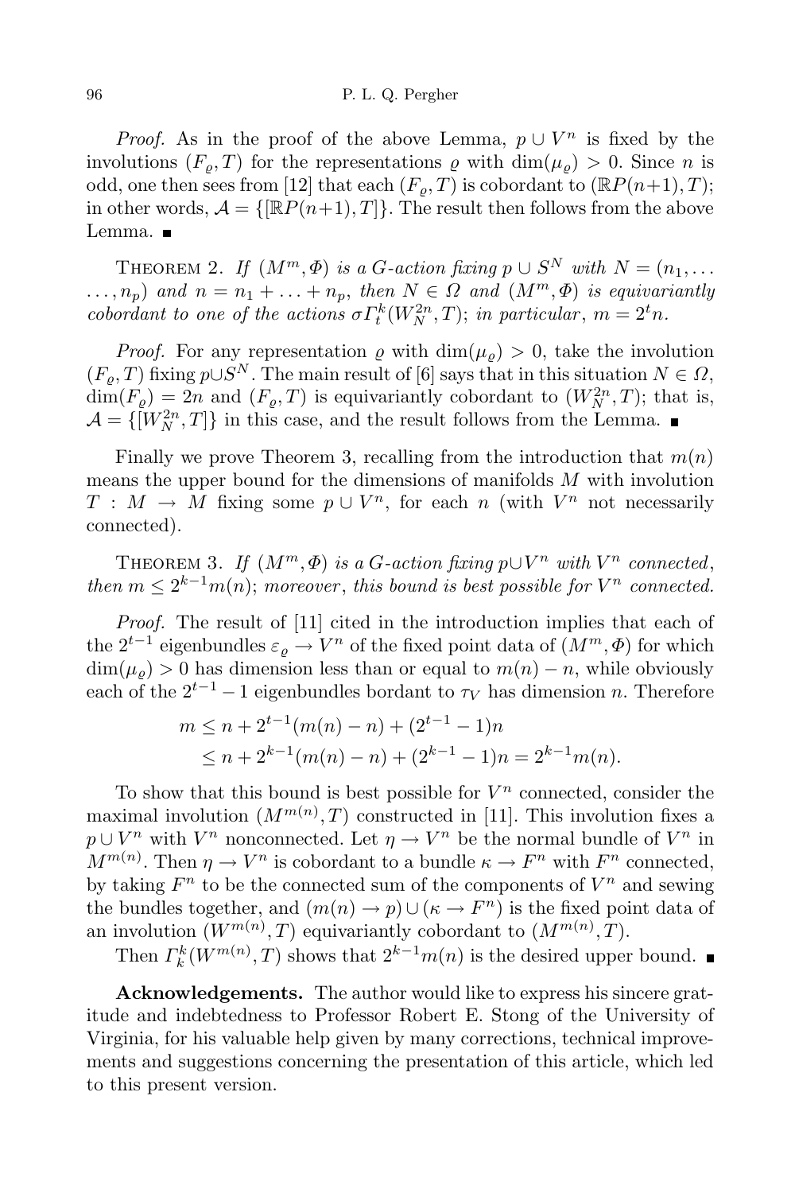*Proof.* As in the proof of the above Lemma, $p \cup V^n$ is fixed by the involutions $(F_\varrho, T)$ for the representations $\varrho$ with $\dim(\mu_\varrho) > 0$. Since $n$ is odd, one then sees from [12] that each $(F_\varrho, T)$ is cobordant to $(\mathbb{R}P(n+1), T)$; in other words, $\mathcal{A} = \{[\mathbb{R}P(n+1), T]\}$. The result then follows from the above Lemma. ∎

THEOREM 2. *If $(M^m, \Phi)$ is a $G$-action fixing $p \cup S^N$ with $N = (n_1, \ldots, n_p)$ and $n = n_1 + \ldots + n_p$, then $N \in \Omega$ and $(M^m, \Phi)$ is equivariantly cobordant to one of the actions $\sigma \Gamma_t^k(W_N^{2n}, T)$; in particular, $m = 2^t n$.*

*Proof.* For any representation $\varrho$ with $\dim(\mu_\varrho) > 0$, take the involution $(F_\varrho, T)$ fixing $p \cup S^N$. The main result of [6] says that in this situation $N \in \Omega$, $\dim(F_\varrho) = 2n$ and $(F_\varrho, T)$ is equivariantly cobordant to $(W_N^{2n}, T)$; that is, $\mathcal{A} = \{[W_N^{2n}, T]\}$ in this case, and the result follows from the Lemma. ∎

Finally we prove Theorem 3, recalling from the introduction that $m(n)$ means the upper bound for the dimensions of manifolds $M$ with involution $T : M \to M$ fixing some $p \cup V^n$, for each $n$ (with $V^n$ not necessarily connected).

THEOREM 3. *If $(M^m, \Phi)$ is a $G$-action fixing $p \cup V^n$ with $V^n$ connected, then $m \le 2^{k-1} m(n)$; moreover, this bound is best possible for $V^n$ connected.*

*Proof.* The result of [11] cited in the introduction implies that each of the $2^{t-1}$ eigenbundles $\varepsilon_\varrho \to V^n$ of the fixed point data of $(M^m, \Phi)$ for which $\dim(\mu_\varrho) > 0$ has dimension less than or equal to $m(n) - n$, while obviously each of the $2^{t-1} - 1$ eigenbundles bordant to $\tau_V$ has dimension $n$. Therefore

$$
\begin{aligned}
m &\le n + 2^{t-1}(m(n) - n) + (2^{t-1} - 1)n \\
&\le n + 2^{k-1}(m(n) - n) + (2^{k-1} - 1)n = 2^{k-1} m(n).
\end{aligned}
$$

To show that this bound is best possible for $V^n$ connected, consider the maximal involution $(M^{m(n)}, T)$ constructed in [11]. This involution fixes a $p \cup V^n$ with $V^n$ nonconnected. Let $\eta \to V^n$ be the normal bundle of $V^n$ in $M^{m(n)}$. Then $\eta \to V^n$ is cobordant to a bundle $\kappa \to F^n$ with $F^n$ connected, by taking $F^n$ to be the connected sum of the components of $V^n$ and sewing the bundles together, and $(m(n) \to p) \cup (\kappa \to F^n)$ is the fixed point data of an involution $(W^{m(n)}, T)$ equivariantly cobordant to $(M^{m(n)}, T)$.

Then $\Gamma_k^k(W^{m(n)}, T)$ shows that $2^{k-1} m(n)$ is the desired upper bound. ∎

**Acknowledgements.** The author would like to express his sincere gratitude and indebtedness to Professor Robert E. Stong of the University of Virginia, for his valuable help given by many corrections, technical improvements and suggestions concerning the presentation of this article, which led to this present version.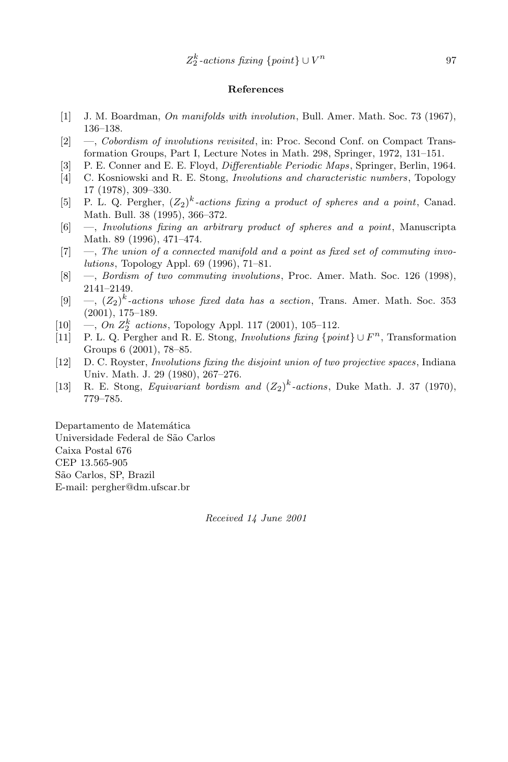## References

[1] J. M. Boardman, *On manifolds with involution*, Bull. Amer. Math. Soc. 73 (1967), 136–138.

[2] —, *Cobordism of involutions revisited*, in: Proc. Second Conf. on Compact Transformation Groups, Part I, Lecture Notes in Math. 298, Springer, 1972, 131–151.

[3] P. E. Conner and E. E. Floyd, *Differentiable Periodic Maps*, Springer, Berlin, 1964.

[4] C. Kosniowski and R. E. Stong, *Involutions and characteristic numbers*, Topology 17 (1978), 309–330.

[5] P. L. Q. Pergher, *$(Z_2)^k$-actions fixing a product of spheres and a point*, Canad. Math. Bull. 38 (1995), 366–372.

[6] —, *Involutions fixing an arbitrary product of spheres and a point*, Manuscripta Math. 89 (1996), 471–474.

[7] —, *The union of a connected manifold and a point as fixed set of commuting involutions*, Topology Appl. 69 (1996), 71–81.

[8] —, *Bordism of two commuting involutions*, Proc. Amer. Math. Soc. 126 (1998), 2141–2149.

[9] —, *$(Z_2)^k$-actions whose fixed data has a section*, Trans. Amer. Math. Soc. 353 (2001), 175–189.

[10] —, *On $Z_2^k$ actions*, Topology Appl. 117 (2001), 105–112.

[11] P. L. Q. Pergher and R. E. Stong, *Involutions fixing $\{point\} \cup F^n$*, Transformation Groups 6 (2001), 78–85.

[12] D. C. Royster, *Involutions fixing the disjoint union of two projective spaces*, Indiana Univ. Math. J. 29 (1980), 267–276.

[13] R. E. Stong, *Equivariant bordism and $(Z_2)^k$-actions*, Duke Math. J. 37 (1970), 779–785.

Departamento de Matemática
Universidade Federal de São Carlos
Caixa Postal 676
CEP 13.565-905
São Carlos, SP, Brazil
E-mail: pergher@dm.ufscar.br

*Received 14 June 2001*